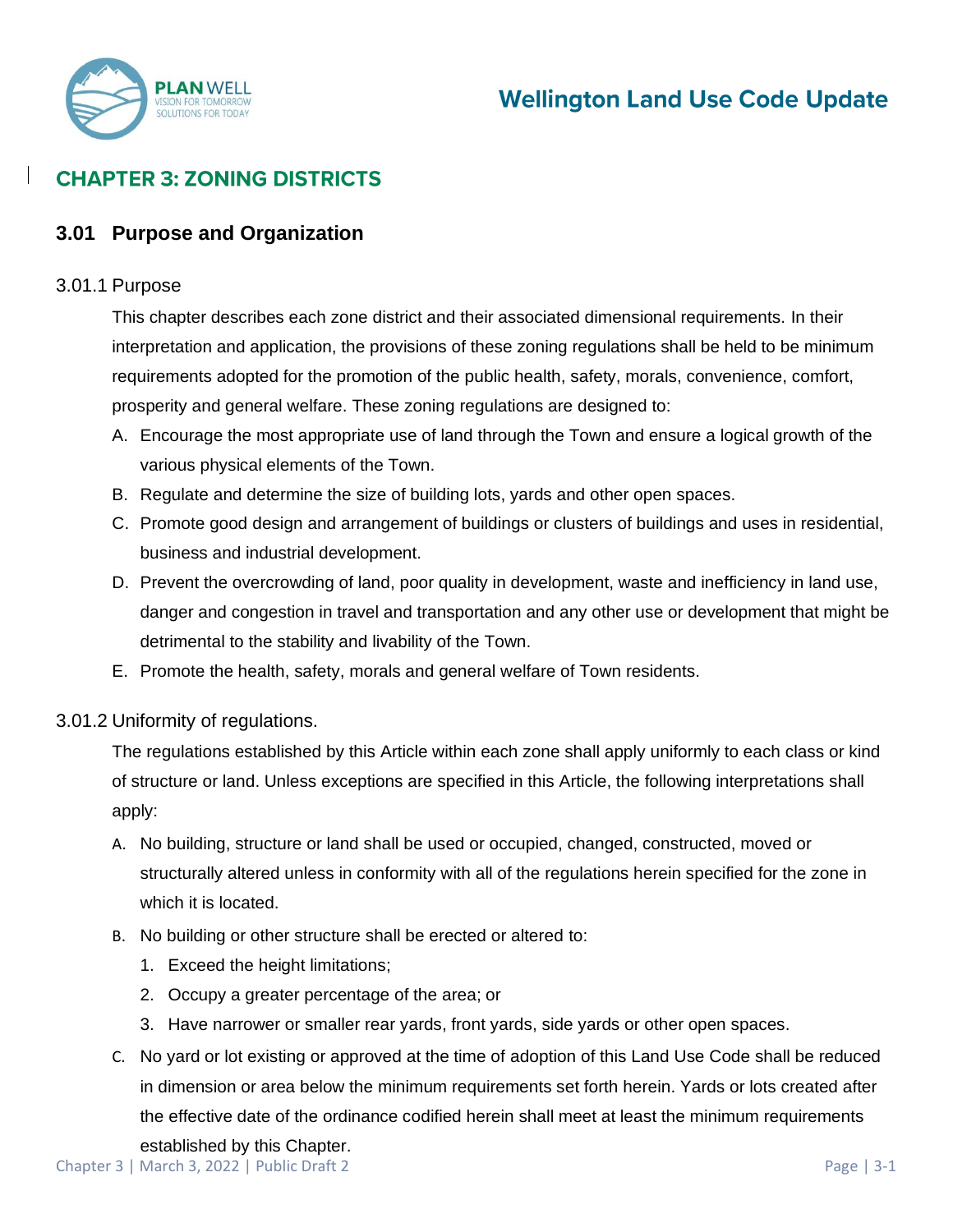# CHAPTER 3: ZONING DISTRICTS

## 3.01 Purpose and Organization

### 3.01.1 Purpose

This chapter describes each zone district and their associated dimensional requirements. In their interpretation and application, the provisions of these zoning regulations shall be held to be minimum requirements adopted for the promotion of the public health, safety, morals, convenience, comfort, prosperity and general welfare. These zoning regulations are designed to:

A. Encourage the most appropriate use of land through the Town and ensure a logical growth of the various physical elements of the Town.

B. Regulate and determine the size of building lots, yards and other open spaces.

C. Promote good design and arrangement of buildings or clusters of buildings and uses in residential, business and industrial development.

D. Prevent the overcrowding of land, poor quality in development, waste and inefficiency in land use, danger and congestion in travel and transportation and any other use or development that might be detrimental to the stability and livability of the Town.

E. Promote the health, safety, morals and general welfare of Town residents.

### 3.01.2 Uniformity of regulations.

The regulations established by this Article within each zone shall apply uniformly to each class or kind of structure or land. Unless exceptions are specified in this Article, the following interpretations shall apply:

A. No building, structure or land shall be used or occupied, changed, constructed, moved or structurally altered unless in conformity with all of the regulations herein specified for the zone in which it is located.

B. No building or other structure shall be erected or altered to:

1. Exceed the height limitations;
2. Occupy a greater percentage of the area; or
3. Have narrower or smaller rear yards, front yards, side yards or other open spaces.

C. No yard or lot existing or approved at the time of adoption of this Land Use Code shall be reduced in dimension or area below the minimum requirements set forth herein. Yards or lots created after the effective date of the ordinance codified herein shall meet at least the minimum requirements established by this Chapter.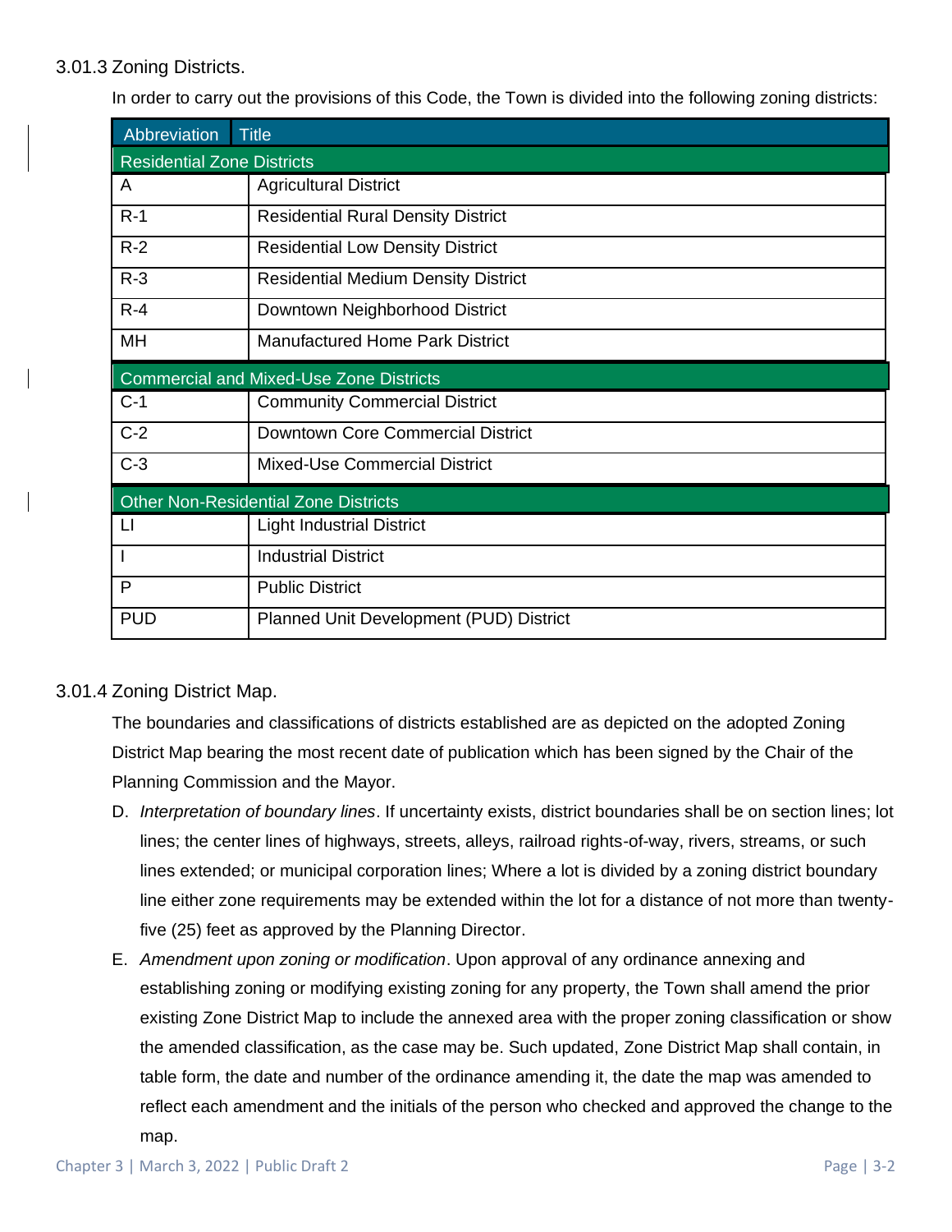### 3.01.3 Zoning Districts.

In order to carry out the provisions of this Code, the Town is divided into the following zoning districts:

| Abbreviation | Title |
|---|---|
| **Residential Zone Districts** | |
| A | Agricultural District |
| R-1 | Residential Rural Density District |
| R-2 | Residential Low Density District |
| R-3 | Residential Medium Density District |
| R-4 | Downtown Neighborhood District |
| MH | Manufactured Home Park District |
| **Commercial and Mixed-Use Zone Districts** | |
| C-1 | Community Commercial District |
| C-2 | Downtown Core Commercial District |
| C-3 | Mixed-Use Commercial District |
| **Other Non-Residential Zone Districts** | |
| LI | Light Industrial District |
| I | Industrial District |
| P | Public District |
| PUD | Planned Unit Development (PUD) District |

### 3.01.4 Zoning District Map.

The boundaries and classifications of districts established are as depicted on the adopted Zoning District Map bearing the most recent date of publication which has been signed by the Chair of the Planning Commission and the Mayor.

D. *Interpretation of boundary lines*. If uncertainty exists, district boundaries shall be on section lines; lot lines; the center lines of highways, streets, alleys, railroad rights-of-way, rivers, streams, or such lines extended; or municipal corporation lines; Where a lot is divided by a zoning district boundary line either zone requirements may be extended within the lot for a distance of not more than twenty-five (25) feet as approved by the Planning Director.

E. *Amendment upon zoning or modification*. Upon approval of any ordinance annexing and establishing zoning or modifying existing zoning for any property, the Town shall amend the prior existing Zone District Map to include the annexed area with the proper zoning classification or show the amended classification, as the case may be. Such updated, Zone District Map shall contain, in table form, the date and number of the ordinance amending it, the date the map was amended to reflect each amendment and the initials of the person who checked and approved the change to the map.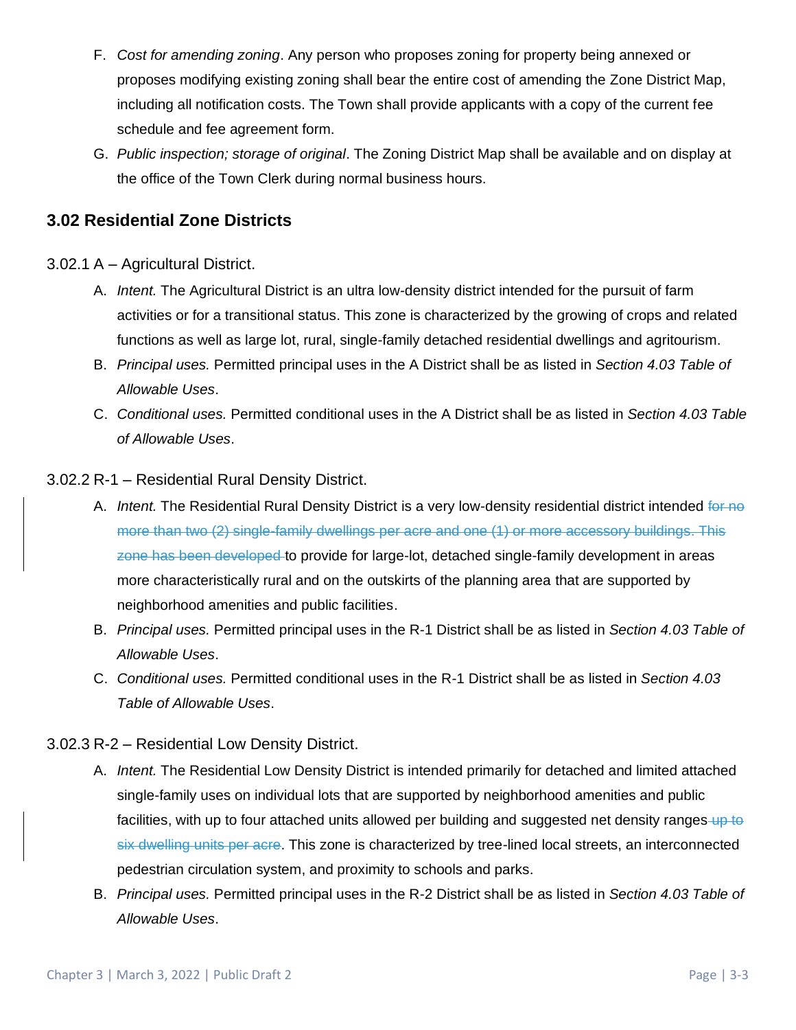F. *Cost for amending zoning*. Any person who proposes zoning for property being annexed or proposes modifying existing zoning shall bear the entire cost of amending the Zone District Map, including all notification costs. The Town shall provide applicants with a copy of the current fee schedule and fee agreement form.

G. *Public inspection; storage of original*. The Zoning District Map shall be available and on display at the office of the Town Clerk during normal business hours.

## 3.02 Residential Zone Districts

### 3.02.1 A – Agricultural District.

A. *Intent.* The Agricultural District is an ultra low-density district intended for the pursuit of farm activities or for a transitional status. This zone is characterized by the growing of crops and related functions as well as large lot, rural, single-family detached residential dwellings and agritourism.

B. *Principal uses.* Permitted principal uses in the A District shall be as listed in *Section 4.03 Table of Allowable Uses*.

C. *Conditional uses.* Permitted conditional uses in the A District shall be as listed in *Section 4.03 Table of Allowable Uses*.

### 3.02.2 R-1 – Residential Rural Density District.

A. *Intent.* The Residential Rural Density District is a very low-density residential district intended ~~for no more than two (2) single-family dwellings per acre and one (1) or more accessory buildings. This zone has been developed~~ to provide for large-lot, detached single-family development in areas more characteristically rural and on the outskirts of the planning area that are supported by neighborhood amenities and public facilities.

B. *Principal uses.* Permitted principal uses in the R-1 District shall be as listed in *Section 4.03 Table of Allowable Uses*.

C. *Conditional uses.* Permitted conditional uses in the R-1 District shall be as listed in *Section 4.03 Table of Allowable Uses*.

### 3.02.3 R-2 – Residential Low Density District.

A. *Intent.* The Residential Low Density District is intended primarily for detached and limited attached single-family uses on individual lots that are supported by neighborhood amenities and public facilities, with up to four attached units allowed per building and suggested net density ranges ~~up to six dwelling units per acre~~. This zone is characterized by tree-lined local streets, an interconnected pedestrian circulation system, and proximity to schools and parks.

B. *Principal uses.* Permitted principal uses in the R-2 District shall be as listed in *Section 4.03 Table of Allowable Uses*.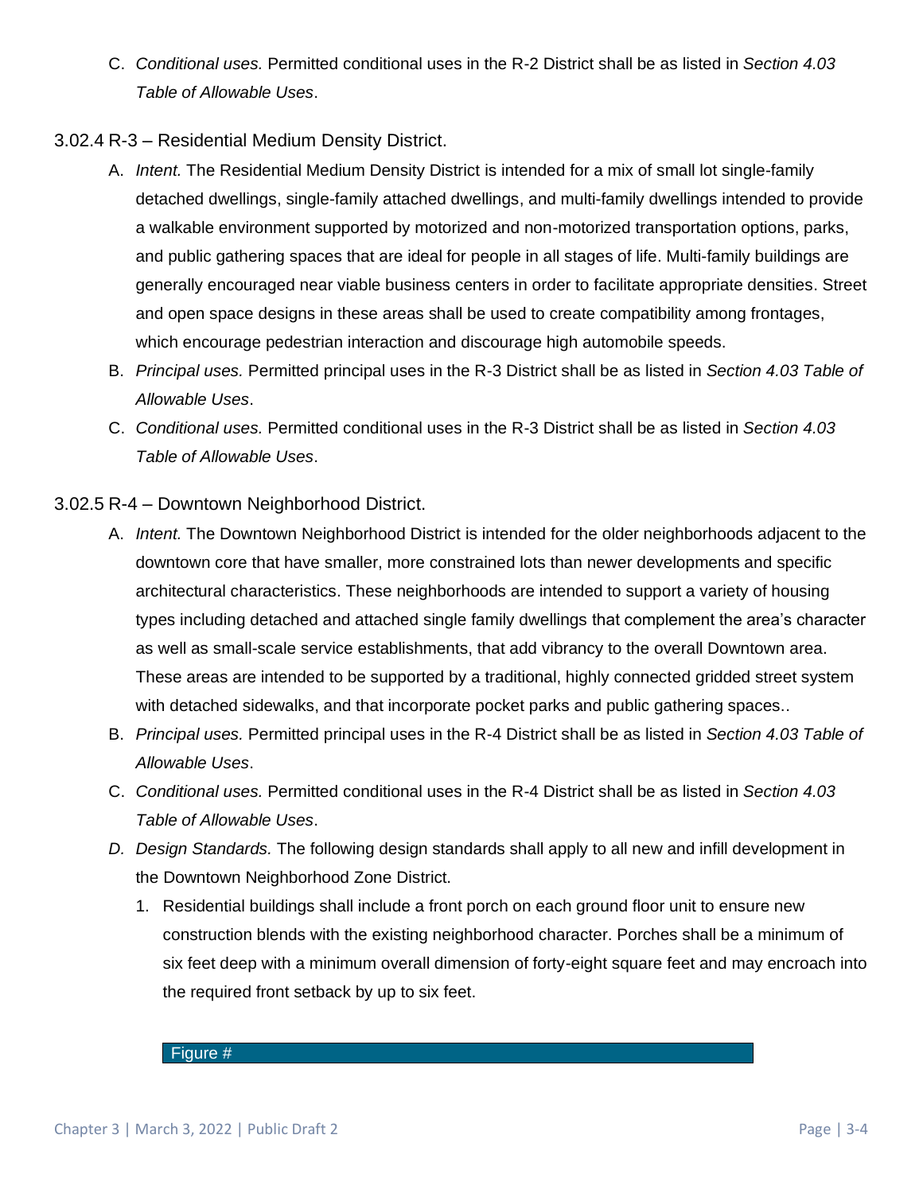C. *Conditional uses.* Permitted conditional uses in the R-2 District shall be as listed in *Section 4.03 Table of Allowable Uses*.

### 3.02.4 R-3 – Residential Medium Density District.

A. *Intent.* The Residential Medium Density District is intended for a mix of small lot single-family detached dwellings, single-family attached dwellings, and multi-family dwellings intended to provide a walkable environment supported by motorized and non-motorized transportation options, parks, and public gathering spaces that are ideal for people in all stages of life. Multi-family buildings are generally encouraged near viable business centers in order to facilitate appropriate densities. Street and open space designs in these areas shall be used to create compatibility among frontages, which encourage pedestrian interaction and discourage high automobile speeds.

B. *Principal uses.* Permitted principal uses in the R-3 District shall be as listed in *Section 4.03 Table of Allowable Uses*.

C. *Conditional uses.* Permitted conditional uses in the R-3 District shall be as listed in *Section 4.03 Table of Allowable Uses*.

### 3.02.5 R-4 – Downtown Neighborhood District.

A. *Intent.* The Downtown Neighborhood District is intended for the older neighborhoods adjacent to the downtown core that have smaller, more constrained lots than newer developments and specific architectural characteristics. These neighborhoods are intended to support a variety of housing types including detached and attached single family dwellings that complement the area's character as well as small-scale service establishments, that add vibrancy to the overall Downtown area. These areas are intended to be supported by a traditional, highly connected gridded street system with detached sidewalks, and that incorporate pocket parks and public gathering spaces..

B. *Principal uses.* Permitted principal uses in the R-4 District shall be as listed in *Section 4.03 Table of Allowable Uses*.

C. *Conditional uses.* Permitted conditional uses in the R-4 District shall be as listed in *Section 4.03 Table of Allowable Uses*.

*D. Design Standards.* The following design standards shall apply to all new and infill development in the Downtown Neighborhood Zone District.

1. Residential buildings shall include a front porch on each ground floor unit to ensure new construction blends with the existing neighborhood character. Porches shall be a minimum of six feet deep with a minimum overall dimension of forty-eight square feet and may encroach into the required front setback by up to six feet.

Figure #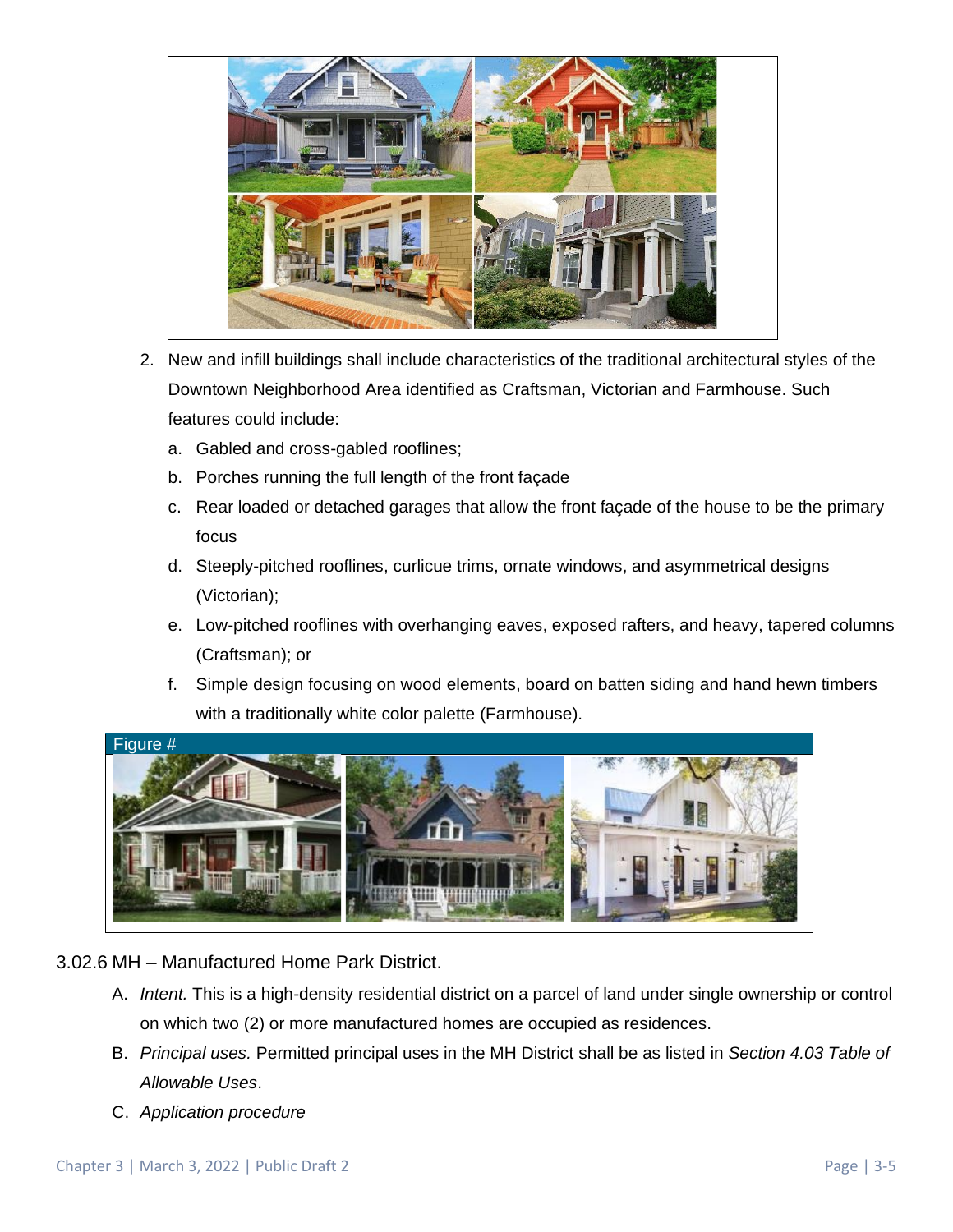2. New and infill buildings shall include characteristics of the traditional architectural styles of the Downtown Neighborhood Area identified as Craftsman, Victorian and Farmhouse. Such features could include:
   a. Gabled and cross-gabled rooflines;
   b. Porches running the full length of the front façade
   c. Rear loaded or detached garages that allow the front façade of the house to be the primary focus
   d. Steeply-pitched rooflines, curlicue trims, ornate windows, and asymmetrical designs (Victorian);
   e. Low-pitched rooflines with overhanging eaves, exposed rafters, and heavy, tapered columns (Craftsman); or
   f. Simple design focusing on wood elements, board on batten siding and hand hewn timbers with a traditionally white color palette (Farmhouse).

Figure #

### 3.02.6 MH – Manufactured Home Park District.

A. *Intent.* This is a high-density residential district on a parcel of land under single ownership or control on which two (2) or more manufactured homes are occupied as residences.

B. *Principal uses.* Permitted principal uses in the MH District shall be as listed in *Section 4.03 Table of Allowable Uses*.

C. *Application procedure*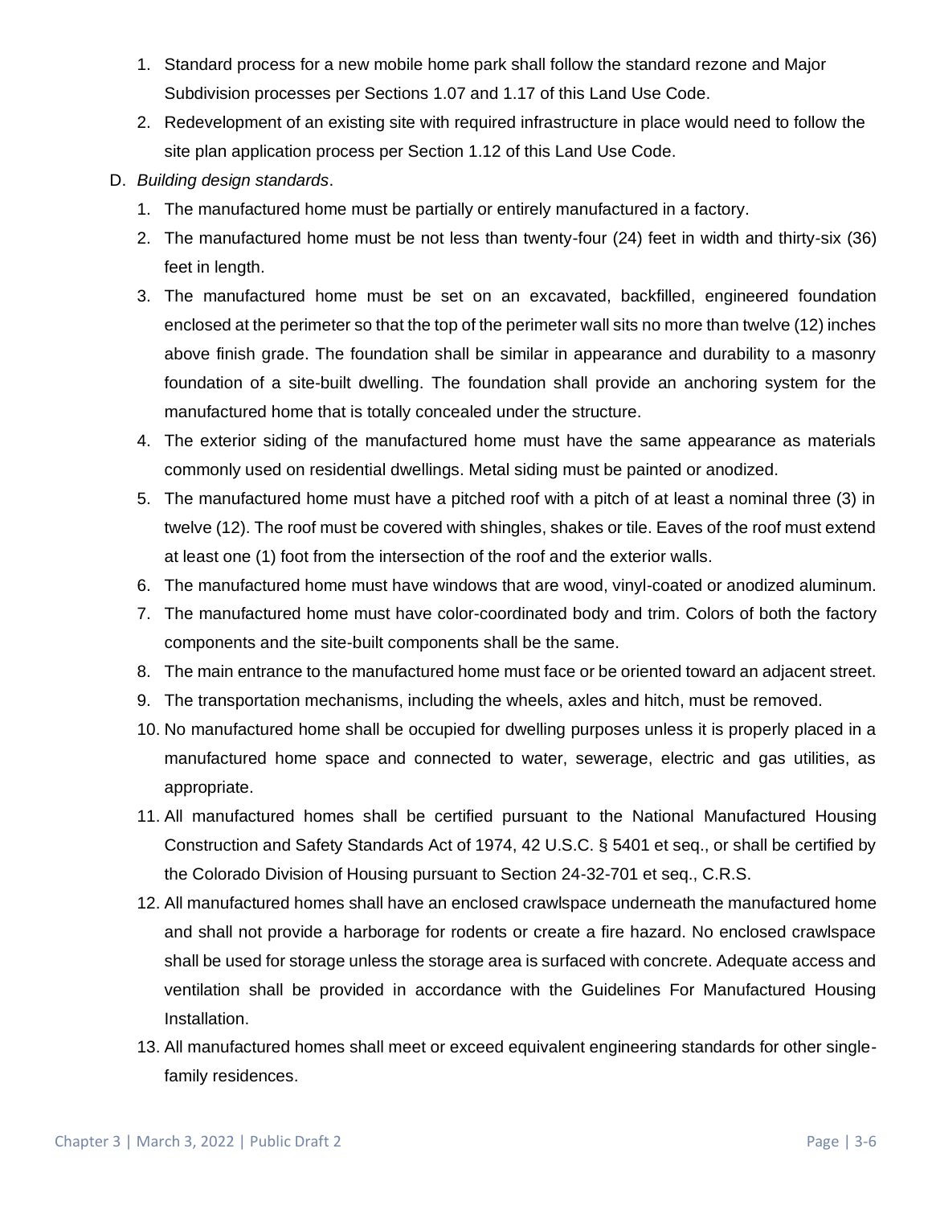1. Standard process for a new mobile home park shall follow the standard rezone and Major Subdivision processes per Sections 1.07 and 1.17 of this Land Use Code.
2. Redevelopment of an existing site with required infrastructure in place would need to follow the site plan application process per Section 1.12 of this Land Use Code.

D. *Building design standards*.

1. The manufactured home must be partially or entirely manufactured in a factory.
2. The manufactured home must be not less than twenty-four (24) feet in width and thirty-six (36) feet in length.
3. The manufactured home must be set on an excavated, backfilled, engineered foundation enclosed at the perimeter so that the top of the perimeter wall sits no more than twelve (12) inches above finish grade. The foundation shall be similar in appearance and durability to a masonry foundation of a site-built dwelling. The foundation shall provide an anchoring system for the manufactured home that is totally concealed under the structure.
4. The exterior siding of the manufactured home must have the same appearance as materials commonly used on residential dwellings. Metal siding must be painted or anodized.
5. The manufactured home must have a pitched roof with a pitch of at least a nominal three (3) in twelve (12). The roof must be covered with shingles, shakes or tile. Eaves of the roof must extend at least one (1) foot from the intersection of the roof and the exterior walls.
6. The manufactured home must have windows that are wood, vinyl-coated or anodized aluminum.
7. The manufactured home must have color-coordinated body and trim. Colors of both the factory components and the site-built components shall be the same.
8. The main entrance to the manufactured home must face or be oriented toward an adjacent street.
9. The transportation mechanisms, including the wheels, axles and hitch, must be removed.
10. No manufactured home shall be occupied for dwelling purposes unless it is properly placed in a manufactured home space and connected to water, sewerage, electric and gas utilities, as appropriate.
11. All manufactured homes shall be certified pursuant to the National Manufactured Housing Construction and Safety Standards Act of 1974, 42 U.S.C. § 5401 et seq., or shall be certified by the Colorado Division of Housing pursuant to Section 24-32-701 et seq., C.R.S.
12. All manufactured homes shall have an enclosed crawlspace underneath the manufactured home and shall not provide a harborage for rodents or create a fire hazard. No enclosed crawlspace shall be used for storage unless the storage area is surfaced with concrete. Adequate access and ventilation shall be provided in accordance with the Guidelines For Manufactured Housing Installation.
13. All manufactured homes shall meet or exceed equivalent engineering standards for other single-family residences.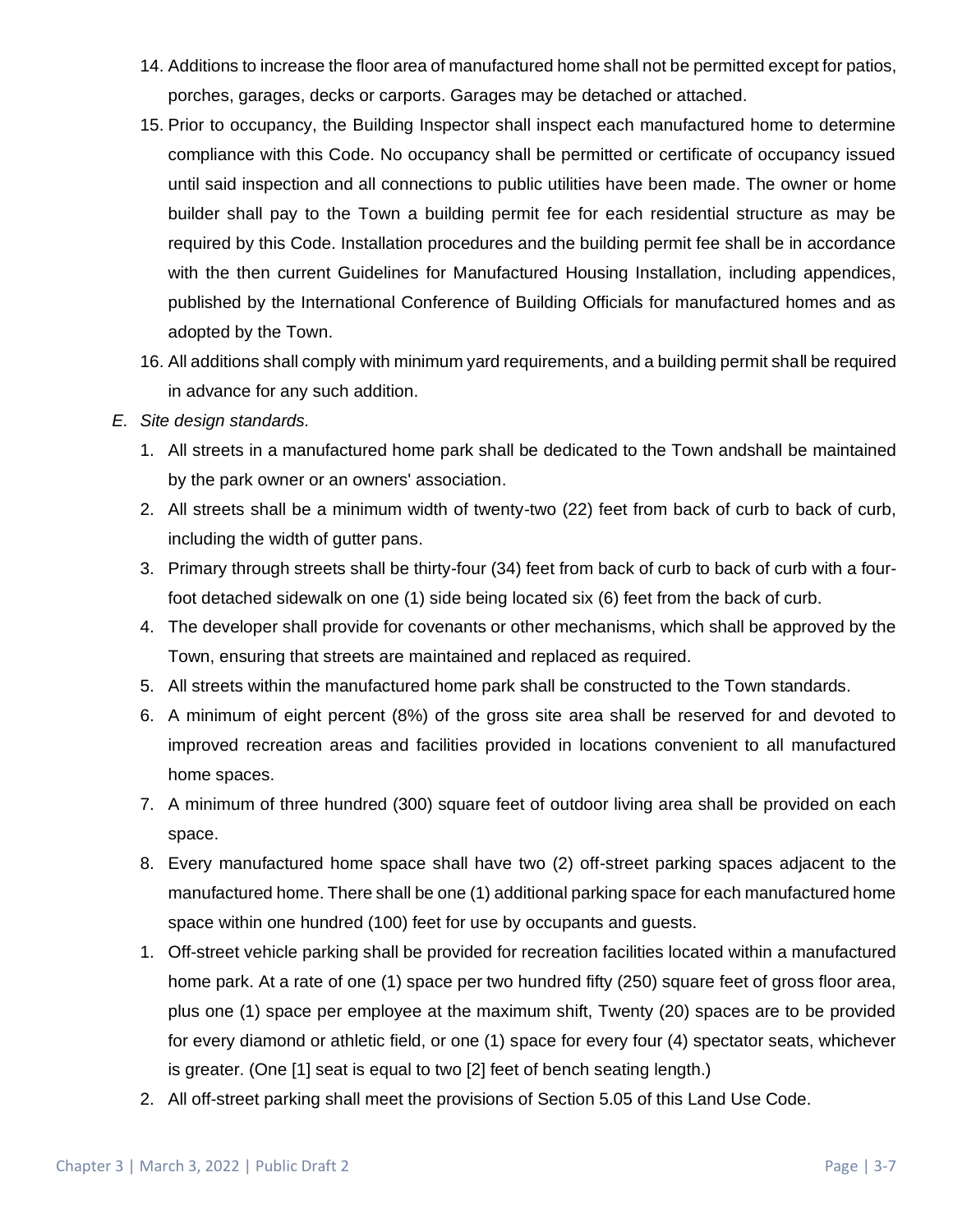14. Additions to increase the floor area of manufactured home shall not be permitted except for patios, porches, garages, decks or carports. Garages may be detached or attached.
15. Prior to occupancy, the Building Inspector shall inspect each manufactured home to determine compliance with this Code. No occupancy shall be permitted or certificate of occupancy issued until said inspection and all connections to public utilities have been made. The owner or home builder shall pay to the Town a building permit fee for each residential structure as may be required by this Code. Installation procedures and the building permit fee shall be in accordance with the then current Guidelines for Manufactured Housing Installation, including appendices, published by the International Conference of Building Officials for manufactured homes and as adopted by the Town.
16. All additions shall comply with minimum yard requirements, and a building permit shall be required in advance for any such addition.

*E. Site design standards.*

1. All streets in a manufactured home park shall be dedicated to the Town andshall be maintained by the park owner or an owners' association.
2. All streets shall be a minimum width of twenty-two (22) feet from back of curb to back of curb, including the width of gutter pans.
3. Primary through streets shall be thirty-four (34) feet from back of curb to back of curb with a four-foot detached sidewalk on one (1) side being located six (6) feet from the back of curb.
4. The developer shall provide for covenants or other mechanisms, which shall be approved by the Town, ensuring that streets are maintained and replaced as required.
5. All streets within the manufactured home park shall be constructed to the Town standards.
6. A minimum of eight percent (8%) of the gross site area shall be reserved for and devoted to improved recreation areas and facilities provided in locations convenient to all manufactured home spaces.
7. A minimum of three hundred (300) square feet of outdoor living area shall be provided on each space.
8. Every manufactured home space shall have two (2) off-street parking spaces adjacent to the manufactured home. There shall be one (1) additional parking space for each manufactured home space within one hundred (100) feet for use by occupants and guests.

1. Off-street vehicle parking shall be provided for recreation facilities located within a manufactured home park. At a rate of one (1) space per two hundred fifty (250) square feet of gross floor area, plus one (1) space per employee at the maximum shift, Twenty (20) spaces are to be provided for every diamond or athletic field, or one (1) space for every four (4) spectator seats, whichever is greater. (One [1] seat is equal to two [2] feet of bench seating length.)
2. All off-street parking shall meet the provisions of Section 5.05 of this Land Use Code.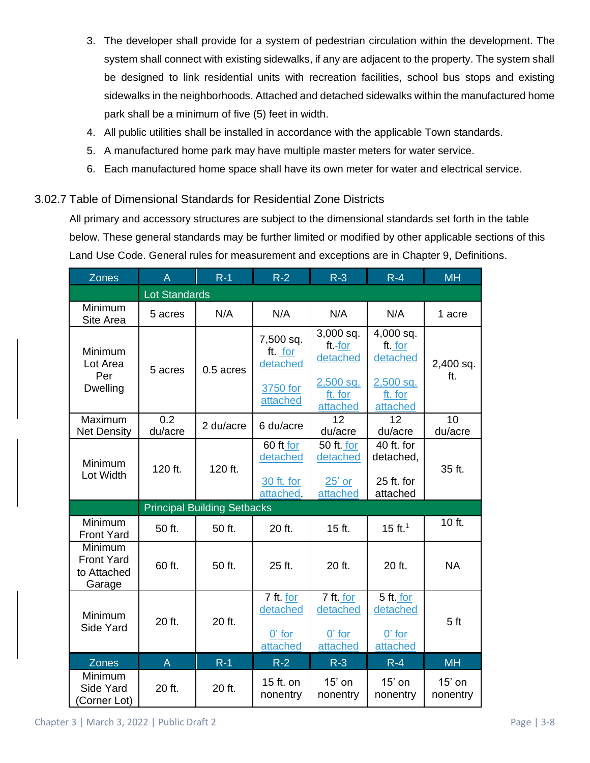3. The developer shall provide for a system of pedestrian circulation within the development. The system shall connect with existing sidewalks, if any are adjacent to the property. The system shall be designed to link residential units with recreation facilities, school bus stops and existing sidewalks in the neighborhoods. Attached and detached sidewalks within the manufactured home park shall be a minimum of five (5) feet in width.
4. All public utilities shall be installed in accordance with the applicable Town standards.
5. A manufactured home park may have multiple master meters for water service.
6. Each manufactured home space shall have its own meter for water and electrical service.

### 3.02.7 Table of Dimensional Standards for Residential Zone Districts

All primary and accessory structures are subject to the dimensional standards set forth in the table below. These general standards may be further limited or modified by other applicable sections of this Land Use Code. General rules for measurement and exceptions are in Chapter 9, Definitions.

| Zones | A | R-1 | R-2 | R-3 | R-4 | MH |
|---|---|---|---|---|---|---|
| | Lot Standards | | | | | |
| Minimum Site Area | 5 acres | N/A | N/A | N/A | N/A | 1 acre |
| Minimum Lot Area Per Dwelling | 5 acres | 0.5 acres | 7,500 sq. ft. for detached<br><br>3750 for attached | 3,000 sq. ft. for detached<br><br>2,500 sq. ft. for attached | 4,000 sq. ft. for detached<br><br>2,500 sq. ft. for attached | 2,400 sq. ft. |
| Maximum Net Density | 0.2 du/acre | 2 du/acre | 6 du/acre | 12 du/acre | 12 du/acre | 10 du/acre |
| Minimum Lot Width | 120 ft. | 120 ft. | 60 ft for detached<br><br>30 ft. for attached. | 50 ft. for detached<br><br>25' or attached | 40 ft. for detached,<br><br>25 ft. for attached | 35 ft. |
| | Principal Building Setbacks | | | | | |
| Minimum Front Yard | 50 ft. | 50 ft. | 20 ft. | 15 ft. | 15 ft.[1] | 10 ft. |
| Minimum Front Yard to Attached Garage | 60 ft. | 50 ft. | 25 ft. | 20 ft. | 20 ft. | NA |
| Minimum Side Yard | 20 ft. | 20 ft. | 7 ft. for detached<br><br>0' for attached | 7 ft. for detached<br><br>0' for attached | 5 ft. for detached<br><br>0' for attached | 5 ft |
| Zones | A | R-1 | R-2 | R-3 | R-4 | MH |
| Minimum Side Yard (Corner Lot) | 20 ft. | 20 ft. | 15 ft. on nonentry | 15' on nonentry | 15' on nonentry | 15' on nonentry |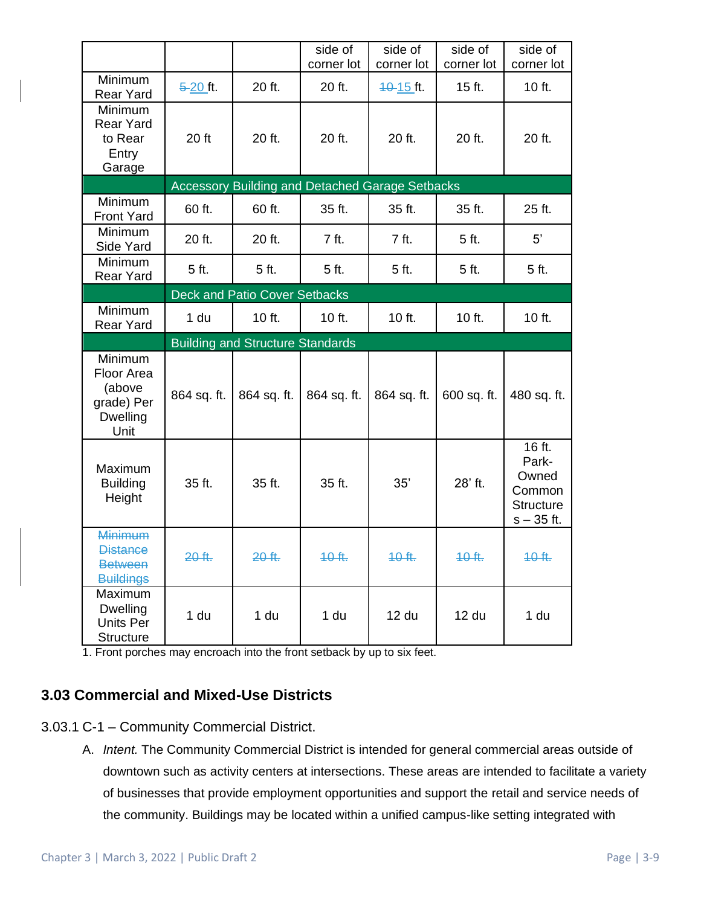| | | | side of corner lot | side of corner lot | side of corner lot | side of corner lot |
|---|---|---|---|---|---|---|
| Minimum Rear Yard | ~~5~~ 20 ft. | 20 ft. | 20 ft. | ~~10~~ 15 ft. | 15 ft. | 10 ft. |
| Minimum Rear Yard to Rear Entry Garage | 20 ft | 20 ft. | 20 ft. | 20 ft. | 20 ft. | 20 ft. |
| | Accessory Building and Detached Garage Setbacks | | | | | |
| Minimum Front Yard | 60 ft. | 60 ft. | 35 ft. | 35 ft. | 35 ft. | 25 ft. |
| Minimum Side Yard | 20 ft. | 20 ft. | 7 ft. | 7 ft. | 5 ft. | 5’ |
| Minimum Rear Yard | 5 ft. | 5 ft. | 5 ft. | 5 ft. | 5 ft. | 5 ft. |
| | Deck and Patio Cover Setbacks | | | | | |
| Minimum Rear Yard | 1 du | 10 ft. | 10 ft. | 10 ft. | 10 ft. | 10 ft. |
| | Building and Structure Standards | | | | | |
| Minimum Floor Area (above grade) Per Dwelling Unit | 864 sq. ft. | 864 sq. ft. | 864 sq. ft. | 864 sq. ft. | 600 sq. ft. | 480 sq. ft. |
| Maximum Building Height | 35 ft. | 35 ft. | 35 ft. | 35’ | 28’ ft. | 16 ft. Park-Owned Common Structures – 35 ft. |
| ~~Minimum Distance Between Buildings~~ | ~~20 ft.~~ | ~~20 ft.~~ | ~~10 ft.~~ | ~~10 ft.~~ | ~~10 ft.~~ | ~~10 ft.~~ |
| Maximum Dwelling Units Per Structure | 1 du | 1 du | 1 du | 12 du | 12 du | 1 du |

1. Front porches may encroach into the front setback by up to six feet.

## 3.03 Commercial and Mixed-Use Districts

3.03.1 C-1 – Community Commercial District.

A. *Intent.* The Community Commercial District is intended for general commercial areas outside of downtown such as activity centers at intersections. These areas are intended to facilitate a variety of businesses that provide employment opportunities and support the retail and service needs of the community. Buildings may be located within a unified campus-like setting integrated with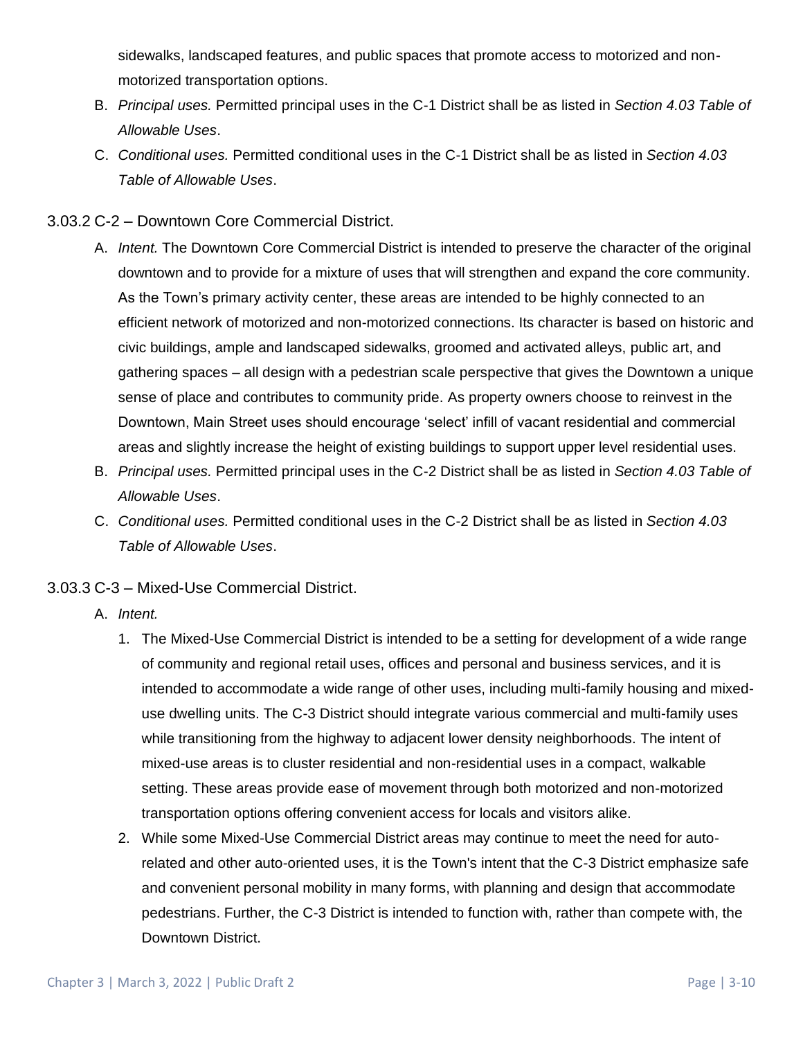sidewalks, landscaped features, and public spaces that promote access to motorized and non-motorized transportation options.

B. *Principal uses.* Permitted principal uses in the C-1 District shall be as listed in *Section 4.03 Table of Allowable Uses*.

C. *Conditional uses.* Permitted conditional uses in the C-1 District shall be as listed in *Section 4.03 Table of Allowable Uses*.

### 3.03.2 C-2 – Downtown Core Commercial District.

A. *Intent.* The Downtown Core Commercial District is intended to preserve the character of the original downtown and to provide for a mixture of uses that will strengthen and expand the core community. As the Town's primary activity center, these areas are intended to be highly connected to an efficient network of motorized and non-motorized connections. Its character is based on historic and civic buildings, ample and landscaped sidewalks, groomed and activated alleys, public art, and gathering spaces – all design with a pedestrian scale perspective that gives the Downtown a unique sense of place and contributes to community pride. As property owners choose to reinvest in the Downtown, Main Street uses should encourage 'select' infill of vacant residential and commercial areas and slightly increase the height of existing buildings to support upper level residential uses.

B. *Principal uses.* Permitted principal uses in the C-2 District shall be as listed in *Section 4.03 Table of Allowable Uses*.

C. *Conditional uses.* Permitted conditional uses in the C-2 District shall be as listed in *Section 4.03 Table of Allowable Uses*.

### 3.03.3 C-3 – Mixed-Use Commercial District.

A. *Intent.*

1. The Mixed-Use Commercial District is intended to be a setting for development of a wide range of community and regional retail uses, offices and personal and business services, and it is intended to accommodate a wide range of other uses, including multi-family housing and mixed-use dwelling units. The C-3 District should integrate various commercial and multi-family uses while transitioning from the highway to adjacent lower density neighborhoods. The intent of mixed-use areas is to cluster residential and non-residential uses in a compact, walkable setting. These areas provide ease of movement through both motorized and non-motorized transportation options offering convenient access for locals and visitors alike.

2. While some Mixed-Use Commercial District areas may continue to meet the need for auto-related and other auto-oriented uses, it is the Town's intent that the C-3 District emphasize safe and convenient personal mobility in many forms, with planning and design that accommodate pedestrians. Further, the C-3 District is intended to function with, rather than compete with, the Downtown District.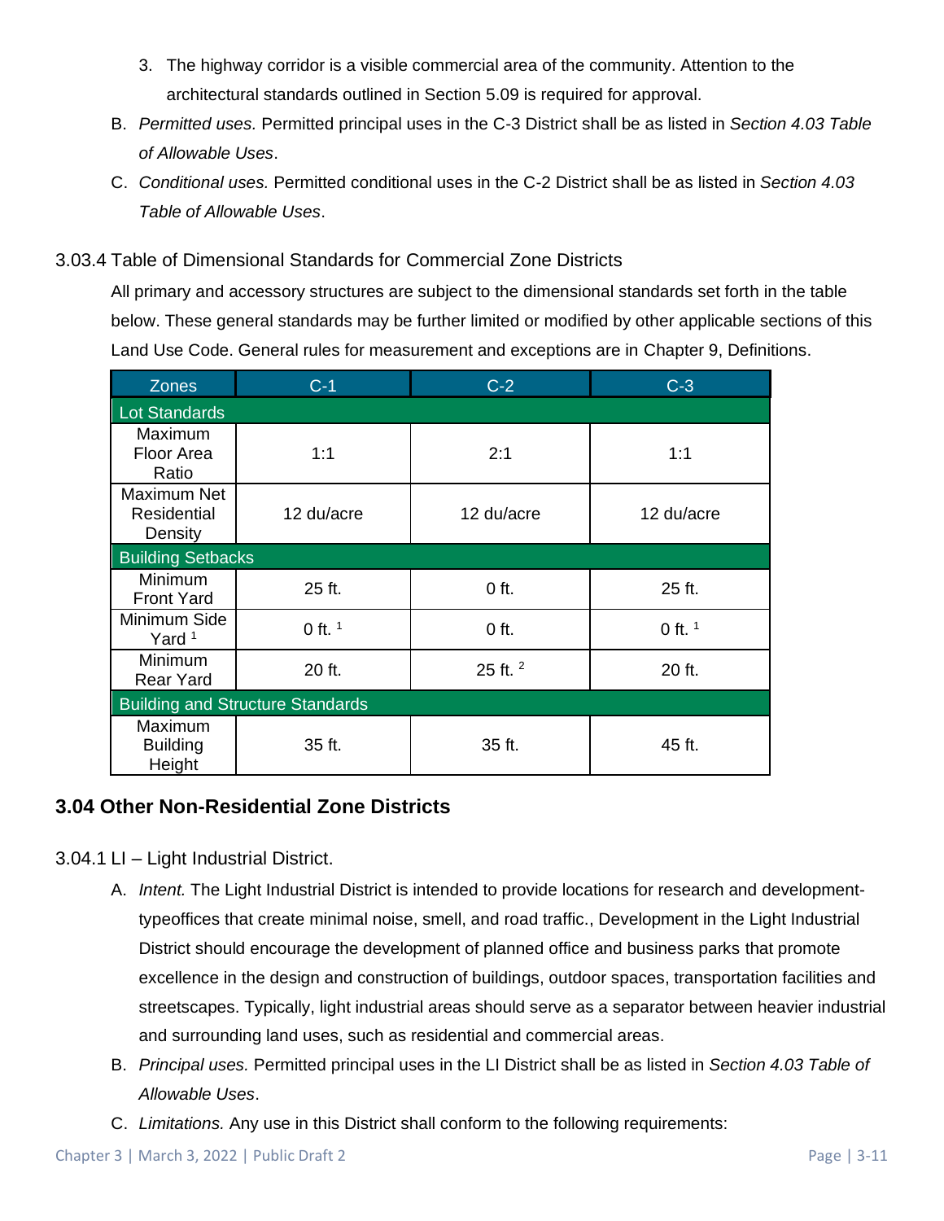3. The highway corridor is a visible commercial area of the community. Attention to the architectural standards outlined in Section 5.09 is required for approval.

B. *Permitted uses.* Permitted principal uses in the C-3 District shall be as listed in *Section 4.03 Table of Allowable Uses*.

C. *Conditional uses.* Permitted conditional uses in the C-2 District shall be as listed in *Section 4.03 Table of Allowable Uses*.

### 3.03.4 Table of Dimensional Standards for Commercial Zone Districts

All primary and accessory structures are subject to the dimensional standards set forth in the table below. These general standards may be further limited or modified by other applicable sections of this Land Use Code. General rules for measurement and exceptions are in Chapter 9, Definitions.

| Zones | C-1 | C-2 | C-3 |
|---|---|---|---|
| **Lot Standards** | | | |
| Maximum Floor Area Ratio | 1:1 | 2:1 | 1:1 |
| Maximum Net Residential Density | 12 du/acre | 12 du/acre | 12 du/acre |
| **Building Setbacks** | | | |
| Minimum Front Yard | 25 ft. | 0 ft. | 25 ft. |
| Minimum Side Yard [1] | 0 ft. [1] | 0 ft. | 0 ft. [1] |
| Minimum Rear Yard | 20 ft. | 25 ft. [2] | 20 ft. |
| **Building and Structure Standards** | | | |
| Maximum Building Height | 35 ft. | 35 ft. | 45 ft. |

## 3.04 Other Non-Residential Zone Districts

### 3.04.1 LI – Light Industrial District.

A. *Intent.* The Light Industrial District is intended to provide locations for research and development-typeoffices that create minimal noise, smell, and road traffic., Development in the Light Industrial District should encourage the development of planned office and business parks that promote excellence in the design and construction of buildings, outdoor spaces, transportation facilities and streetscapes. Typically, light industrial areas should serve as a separator between heavier industrial and surrounding land uses, such as residential and commercial areas.

B. *Principal uses.* Permitted principal uses in the LI District shall be as listed in *Section 4.03 Table of Allowable Uses*.

C. *Limitations.* Any use in this District shall conform to the following requirements: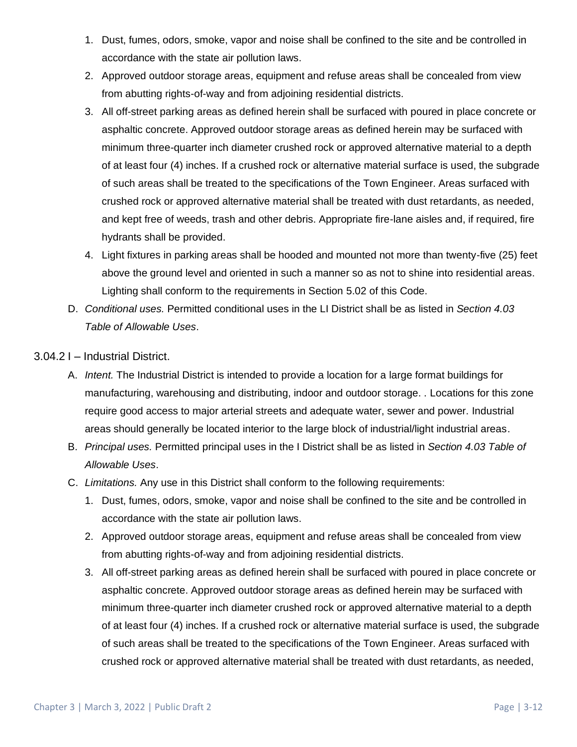1. Dust, fumes, odors, smoke, vapor and noise shall be confined to the site and be controlled in accordance with the state air pollution laws.
2. Approved outdoor storage areas, equipment and refuse areas shall be concealed from view from abutting rights-of-way and from adjoining residential districts.
3. All off-street parking areas as defined herein shall be surfaced with poured in place concrete or asphaltic concrete. Approved outdoor storage areas as defined herein may be surfaced with minimum three-quarter inch diameter crushed rock or approved alternative material to a depth of at least four (4) inches. If a crushed rock or alternative material surface is used, the subgrade of such areas shall be treated to the specifications of the Town Engineer. Areas surfaced with crushed rock or approved alternative material shall be treated with dust retardants, as needed, and kept free of weeds, trash and other debris. Appropriate fire-lane aisles and, if required, fire hydrants shall be provided.
4. Light fixtures in parking areas shall be hooded and mounted not more than twenty-five (25) feet above the ground level and oriented in such a manner so as not to shine into residential areas. Lighting shall conform to the requirements in Section 5.02 of this Code.

D. *Conditional uses.* Permitted conditional uses in the LI District shall be as listed in *Section 4.03 Table of Allowable Uses*.

### 3.04.2 I – Industrial District.

A. *Intent.* The Industrial District is intended to provide a location for a large format buildings for manufacturing, warehousing and distributing, indoor and outdoor storage. . Locations for this zone require good access to major arterial streets and adequate water, sewer and power. Industrial areas should generally be located interior to the large block of industrial/light industrial areas.

B. *Principal uses.* Permitted principal uses in the I District shall be as listed in *Section 4.03 Table of Allowable Uses*.

C. *Limitations.* Any use in this District shall conform to the following requirements:

1. Dust, fumes, odors, smoke, vapor and noise shall be confined to the site and be controlled in accordance with the state air pollution laws.
2. Approved outdoor storage areas, equipment and refuse areas shall be concealed from view from abutting rights-of-way and from adjoining residential districts.
3. All off-street parking areas as defined herein shall be surfaced with poured in place concrete or asphaltic concrete. Approved outdoor storage areas as defined herein may be surfaced with minimum three-quarter inch diameter crushed rock or approved alternative material to a depth of at least four (4) inches. If a crushed rock or alternative material surface is used, the subgrade of such areas shall be treated to the specifications of the Town Engineer. Areas surfaced with crushed rock or approved alternative material shall be treated with dust retardants, as needed,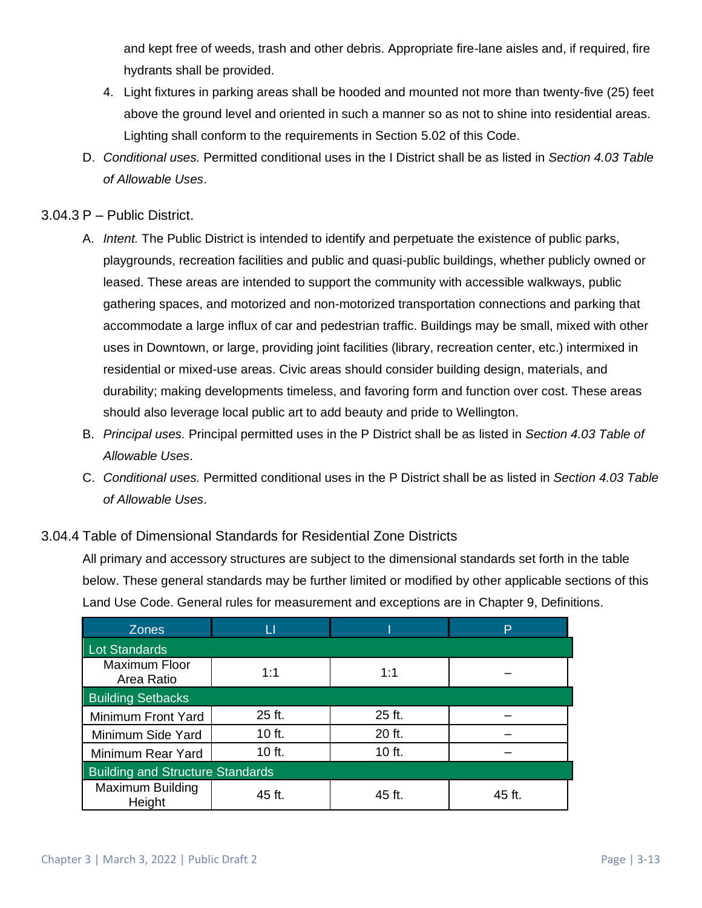and kept free of weeds, trash and other debris. Appropriate fire-lane aisles and, if required, fire hydrants shall be provided.

4. Light fixtures in parking areas shall be hooded and mounted not more than twenty-five (25) feet above the ground level and oriented in such a manner so as not to shine into residential areas. Lighting shall conform to the requirements in Section 5.02 of this Code.

D. *Conditional uses.* Permitted conditional uses in the I District shall be as listed in *Section 4.03 Table of Allowable Uses*.

### 3.04.3 P – Public District.

A. *Intent.* The Public District is intended to identify and perpetuate the existence of public parks, playgrounds, recreation facilities and public and quasi-public buildings, whether publicly owned or leased. These areas are intended to support the community with accessible walkways, public gathering spaces, and motorized and non-motorized transportation connections and parking that accommodate a large influx of car and pedestrian traffic. Buildings may be small, mixed with other uses in Downtown, or large, providing joint facilities (library, recreation center, etc.) intermixed in residential or mixed-use areas. Civic areas should consider building design, materials, and durability; making developments timeless, and favoring form and function over cost. These areas should also leverage local public art to add beauty and pride to Wellington.

B. *Principal uses.* Principal permitted uses in the P District shall be as listed in *Section 4.03 Table of Allowable Uses*.

C. *Conditional uses.* Permitted conditional uses in the P District shall be as listed in *Section 4.03 Table of Allowable Uses*.

### 3.04.4 Table of Dimensional Standards for Residential Zone Districts

All primary and accessory structures are subject to the dimensional standards set forth in the table below. These general standards may be further limited or modified by other applicable sections of this Land Use Code. General rules for measurement and exceptions are in Chapter 9, Definitions.

| Zones | LI | I | P |
|---|---|---|---|
| **Lot Standards** | | | |
| Maximum Floor Area Ratio | 1:1 | 1:1 | – |
| **Building Setbacks** | | | |
| Minimum Front Yard | 25 ft. | 25 ft. | – |
| Minimum Side Yard | 10 ft. | 20 ft. | – |
| Minimum Rear Yard | 10 ft. | 10 ft. | – |
| **Building and Structure Standards** | | | |
| Maximum Building Height | 45 ft. | 45 ft. | 45 ft. |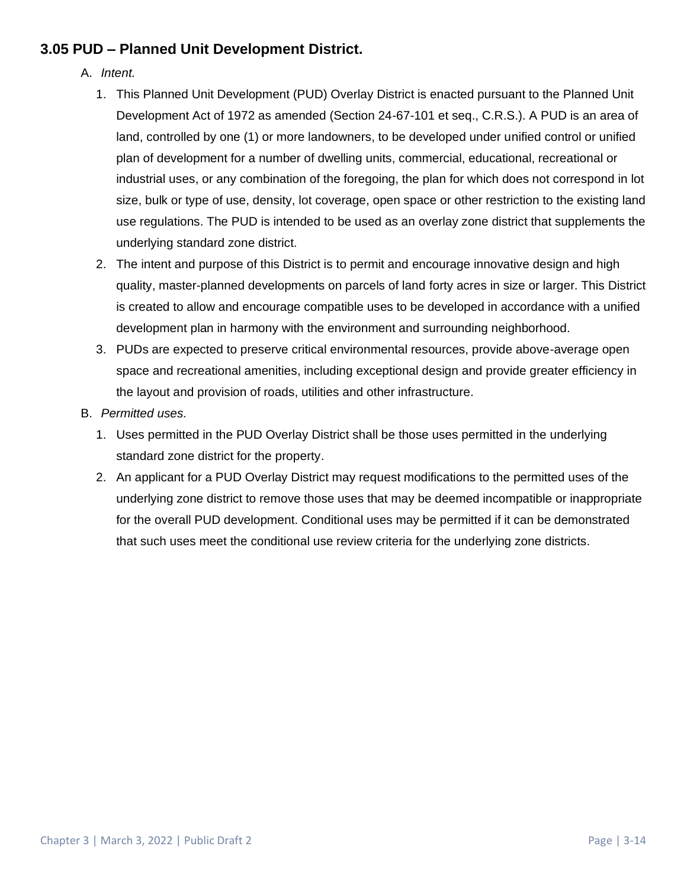## 3.05 PUD – Planned Unit Development District.

A. *Intent.*

1. This Planned Unit Development (PUD) Overlay District is enacted pursuant to the Planned Unit Development Act of 1972 as amended (Section 24-67-101 et seq., C.R.S.). A PUD is an area of land, controlled by one (1) or more landowners, to be developed under unified control or unified plan of development for a number of dwelling units, commercial, educational, recreational or industrial uses, or any combination of the foregoing, the plan for which does not correspond in lot size, bulk or type of use, density, lot coverage, open space or other restriction to the existing land use regulations. The PUD is intended to be used as an overlay zone district that supplements the underlying standard zone district.
2. The intent and purpose of this District is to permit and encourage innovative design and high quality, master-planned developments on parcels of land forty acres in size or larger. This District is created to allow and encourage compatible uses to be developed in accordance with a unified development plan in harmony with the environment and surrounding neighborhood.
3. PUDs are expected to preserve critical environmental resources, provide above-average open space and recreational amenities, including exceptional design and provide greater efficiency in the layout and provision of roads, utilities and other infrastructure.

B. *Permitted uses.*

1. Uses permitted in the PUD Overlay District shall be those uses permitted in the underlying standard zone district for the property.
2. An applicant for a PUD Overlay District may request modifications to the permitted uses of the underlying zone district to remove those uses that may be deemed incompatible or inappropriate for the overall PUD development. Conditional uses may be permitted if it can be demonstrated that such uses meet the conditional use review criteria for the underlying zone districts.